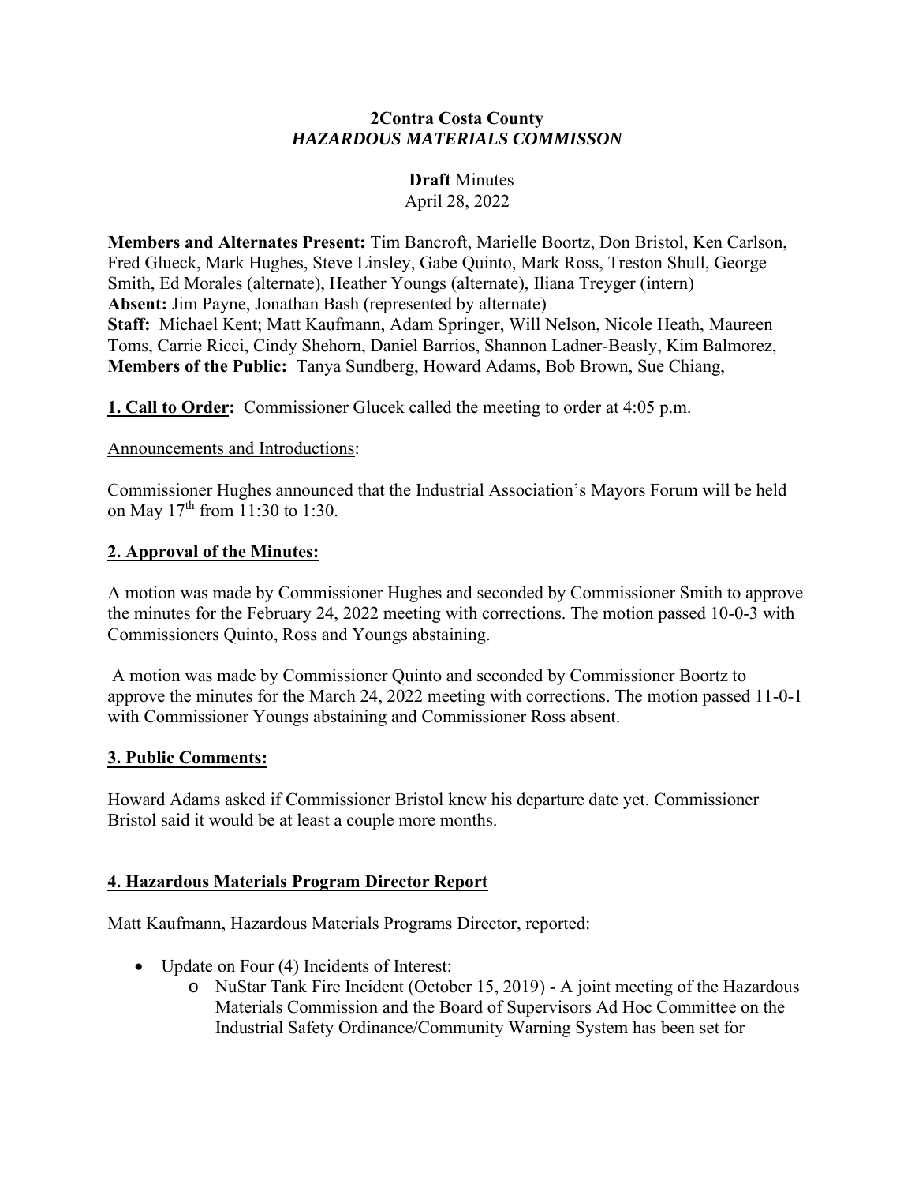**2Contra Costa County**
***HAZARDOUS MATERIALS COMMISSON***

**Draft** Minutes
April 28, 2022

**Members and Alternates Present:** Tim Bancroft, Marielle Boortz, Don Bristol, Ken Carlson, Fred Glueck, Mark Hughes, Steve Linsley, Gabe Quinto, Mark Ross, Treston Shull, George Smith, Ed Morales (alternate), Heather Youngs (alternate), Iliana Treyger (intern)
**Absent:** Jim Payne, Jonathan Bash (represented by alternate)
**Staff:** Michael Kent; Matt Kaufmann, Adam Springer, Will Nelson, Nicole Heath, Maureen Toms, Carrie Ricci, Cindy Shehorn, Daniel Barrios, Shannon Ladner-Beasly, Kim Balmorez,
**Members of the Public:** Tanya Sundberg, Howard Adams, Bob Brown, Sue Chiang,

**1. Call to Order:** Commissioner Glucek called the meeting to order at 4:05 p.m.

Announcements and Introductions:

Commissioner Hughes announced that the Industrial Association's Mayors Forum will be held on May 17th from 11:30 to 1:30.

## 2. Approval of the Minutes:

A motion was made by Commissioner Hughes and seconded by Commissioner Smith to approve the minutes for the February 24, 2022 meeting with corrections. The motion passed 10-0-3 with Commissioners Quinto, Ross and Youngs abstaining.

A motion was made by Commissioner Quinto and seconded by Commissioner Boortz to approve the minutes for the March 24, 2022 meeting with corrections. The motion passed 11-0-1 with Commissioner Youngs abstaining and Commissioner Ross absent.

## 3. Public Comments:

Howard Adams asked if Commissioner Bristol knew his departure date yet. Commissioner Bristol said it would be at least a couple more months.

## 4. Hazardous Materials Program Director Report

Matt Kaufmann, Hazardous Materials Programs Director, reported:

- Update on Four (4) Incidents of Interest:
  - NuStar Tank Fire Incident (October 15, 2019) - A joint meeting of the Hazardous Materials Commission and the Board of Supervisors Ad Hoc Committee on the Industrial Safety Ordinance/Community Warning System has been set for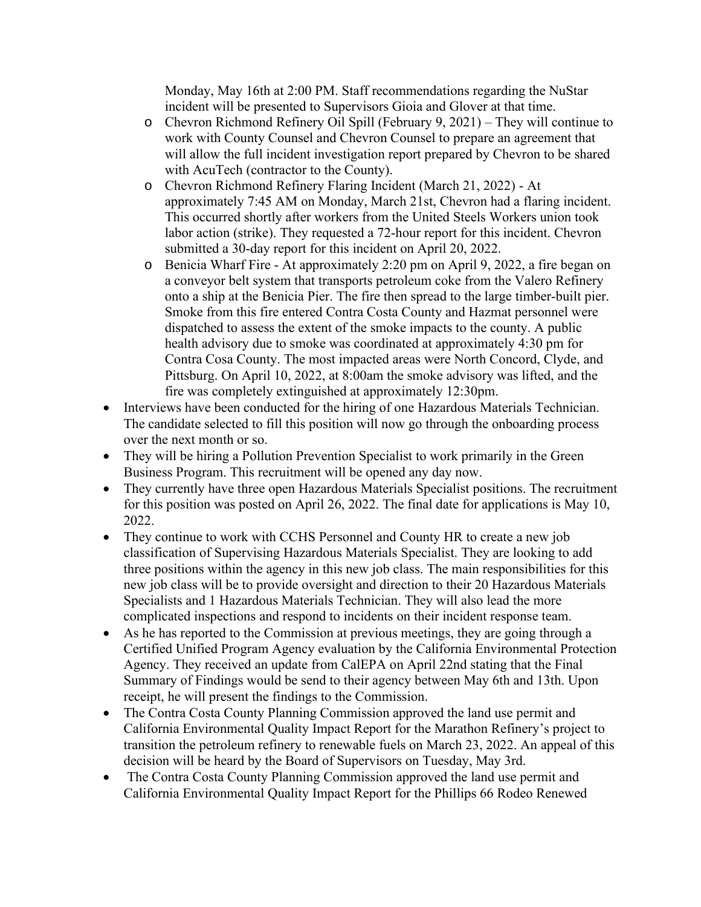Monday, May 16th at 2:00 PM. Staff recommendations regarding the NuStar incident will be presented to Supervisors Gioia and Glover at that time.

  - Chevron Richmond Refinery Oil Spill (February 9, 2021) – They will continue to work with County Counsel and Chevron Counsel to prepare an agreement that will allow the full incident investigation report prepared by Chevron to be shared with AcuTech (contractor to the County).
  - Chevron Richmond Refinery Flaring Incident (March 21, 2022) - At approximately 7:45 AM on Monday, March 21st, Chevron had a flaring incident. This occurred shortly after workers from the United Steels Workers union took labor action (strike). They requested a 72-hour report for this incident. Chevron submitted a 30-day report for this incident on April 20, 2022.
  - Benicia Wharf Fire - At approximately 2:20 pm on April 9, 2022, a fire began on a conveyor belt system that transports petroleum coke from the Valero Refinery onto a ship at the Benicia Pier. The fire then spread to the large timber-built pier. Smoke from this fire entered Contra Costa County and Hazmat personnel were dispatched to assess the extent of the smoke impacts to the county. A public health advisory due to smoke was coordinated at approximately 4:30 pm for Contra Cosa County. The most impacted areas were North Concord, Clyde, and Pittsburg. On April 10, 2022, at 8:00am the smoke advisory was lifted, and the fire was completely extinguished at approximately 12:30pm.

- Interviews have been conducted for the hiring of one Hazardous Materials Technician. The candidate selected to fill this position will now go through the onboarding process over the next month or so.
- They will be hiring a Pollution Prevention Specialist to work primarily in the Green Business Program. This recruitment will be opened any day now.
- They currently have three open Hazardous Materials Specialist positions. The recruitment for this position was posted on April 26, 2022. The final date for applications is May 10, 2022.
- They continue to work with CCHS Personnel and County HR to create a new job classification of Supervising Hazardous Materials Specialist. They are looking to add three positions within the agency in this new job class. The main responsibilities for this new job class will be to provide oversight and direction to their 20 Hazardous Materials Specialists and 1 Hazardous Materials Technician. They will also lead the more complicated inspections and respond to incidents on their incident response team.
- As he has reported to the Commission at previous meetings, they are going through a Certified Unified Program Agency evaluation by the California Environmental Protection Agency. They received an update from CalEPA on April 22nd stating that the Final Summary of Findings would be send to their agency between May 6th and 13th. Upon receipt, he will present the findings to the Commission.
- The Contra Costa County Planning Commission approved the land use permit and California Environmental Quality Impact Report for the Marathon Refinery's project to transition the petroleum refinery to renewable fuels on March 23, 2022. An appeal of this decision will be heard by the Board of Supervisors on Tuesday, May 3rd.
- The Contra Costa County Planning Commission approved the land use permit and California Environmental Quality Impact Report for the Phillips 66 Rodeo Renewed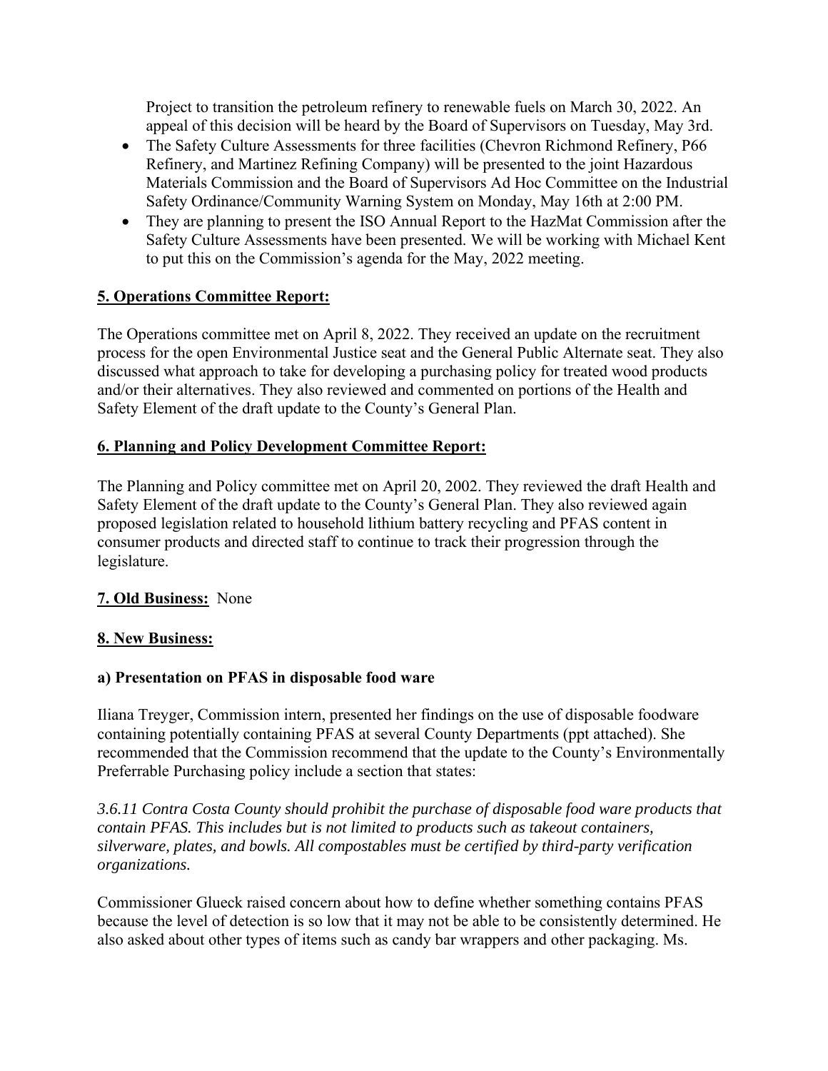Project to transition the petroleum refinery to renewable fuels on March 30, 2022. An appeal of this decision will be heard by the Board of Supervisors on Tuesday, May 3rd.

- The Safety Culture Assessments for three facilities (Chevron Richmond Refinery, P66 Refinery, and Martinez Refining Company) will be presented to the joint Hazardous Materials Commission and the Board of Supervisors Ad Hoc Committee on the Industrial Safety Ordinance/Community Warning System on Monday, May 16th at 2:00 PM.
- They are planning to present the ISO Annual Report to the HazMat Commission after the Safety Culture Assessments have been presented. We will be working with Michael Kent to put this on the Commission's agenda for the May, 2022 meeting.

**5. Operations Committee Report:**

The Operations committee met on April 8, 2022. They received an update on the recruitment process for the open Environmental Justice seat and the General Public Alternate seat. They also discussed what approach to take for developing a purchasing policy for treated wood products and/or their alternatives. They also reviewed and commented on portions of the Health and Safety Element of the draft update to the County's General Plan.

**6. Planning and Policy Development Committee Report:**

The Planning and Policy committee met on April 20, 2002. They reviewed the draft Health and Safety Element of the draft update to the County's General Plan. They also reviewed again proposed legislation related to household lithium battery recycling and PFAS content in consumer products and directed staff to continue to track their progression through the legislature.

**7. Old Business:** None

**8. New Business:**

**a) Presentation on PFAS in disposable food ware**

Iliana Treyger, Commission intern, presented her findings on the use of disposable foodware containing potentially containing PFAS at several County Departments (ppt attached). She recommended that the Commission recommend that the update to the County's Environmentally Preferrable Purchasing policy include a section that states:

*3.6.11 Contra Costa County should prohibit the purchase of disposable food ware products that contain PFAS. This includes but is not limited to products such as takeout containers, silverware, plates, and bowls. All compostables must be certified by third-party verification organizations.*

Commissioner Glueck raised concern about how to define whether something contains PFAS because the level of detection is so low that it may not be able to be consistently determined. He also asked about other types of items such as candy bar wrappers and other packaging. Ms.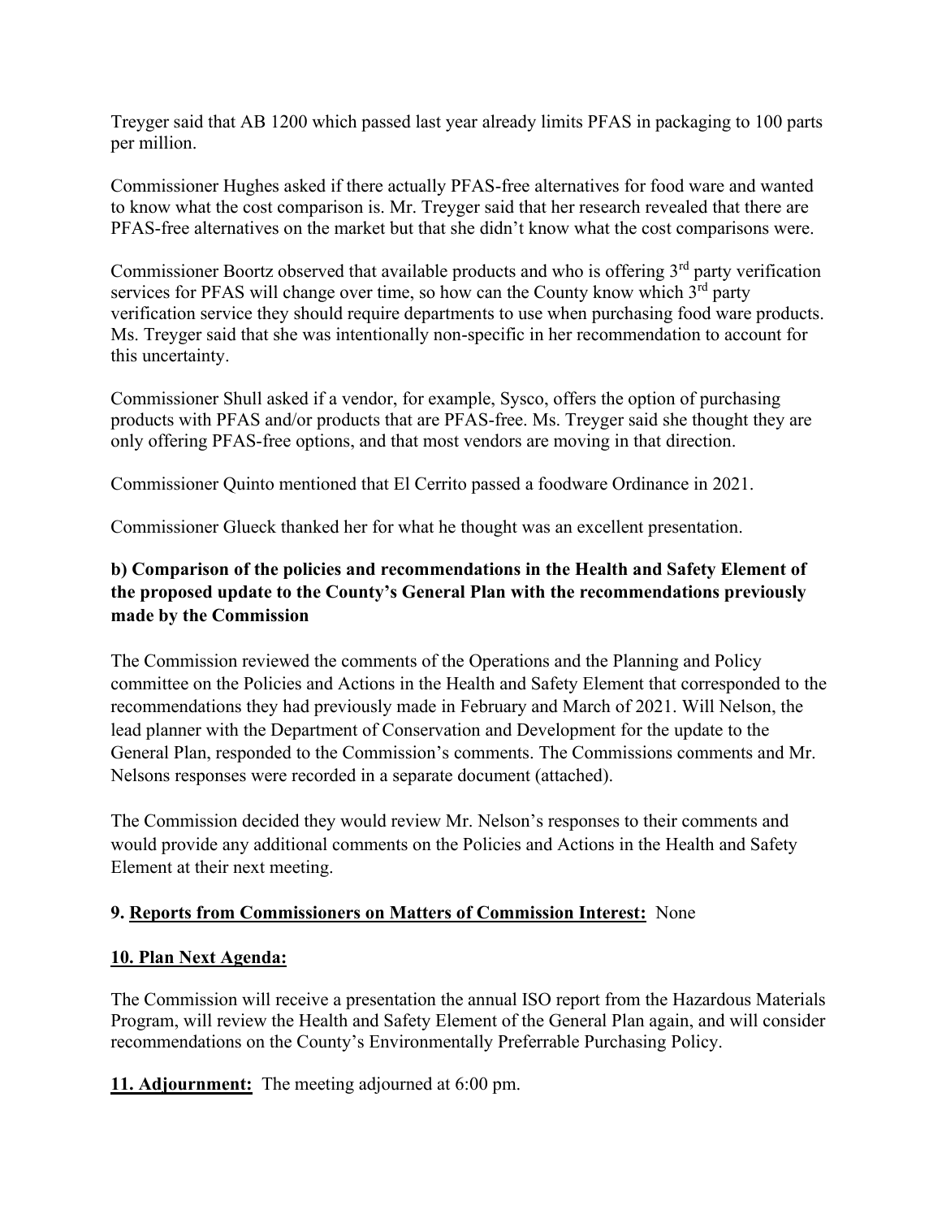Treyger said that AB 1200 which passed last year already limits PFAS in packaging to 100 parts per million.

Commissioner Hughes asked if there actually PFAS-free alternatives for food ware and wanted to know what the cost comparison is. Mr. Treyger said that her research revealed that there are PFAS-free alternatives on the market but that she didn't know what the cost comparisons were.

Commissioner Boortz observed that available products and who is offering 3rd party verification services for PFAS will change over time, so how can the County know which 3rd party verification service they should require departments to use when purchasing food ware products. Ms. Treyger said that she was intentionally non-specific in her recommendation to account for this uncertainty.

Commissioner Shull asked if a vendor, for example, Sysco, offers the option of purchasing products with PFAS and/or products that are PFAS-free. Ms. Treyger said she thought they are only offering PFAS-free options, and that most vendors are moving in that direction.

Commissioner Quinto mentioned that El Cerrito passed a foodware Ordinance in 2021.

Commissioner Glueck thanked her for what he thought was an excellent presentation.

**b) Comparison of the policies and recommendations in the Health and Safety Element of the proposed update to the County's General Plan with the recommendations previously made by the Commission**

The Commission reviewed the comments of the Operations and the Planning and Policy committee on the Policies and Actions in the Health and Safety Element that corresponded to the recommendations they had previously made in February and March of 2021. Will Nelson, the lead planner with the Department of Conservation and Development for the update to the General Plan, responded to the Commission's comments. The Commissions comments and Mr. Nelsons responses were recorded in a separate document (attached).

The Commission decided they would review Mr. Nelson's responses to their comments and would provide any additional comments on the Policies and Actions in the Health and Safety Element at their next meeting.

**9. Reports from Commissioners on Matters of Commission Interest:** None

**10. Plan Next Agenda:**

The Commission will receive a presentation the annual ISO report from the Hazardous Materials Program, will review the Health and Safety Element of the General Plan again, and will consider recommendations on the County's Environmentally Preferrable Purchasing Policy.

**11. Adjournment:** The meeting adjourned at 6:00 pm.